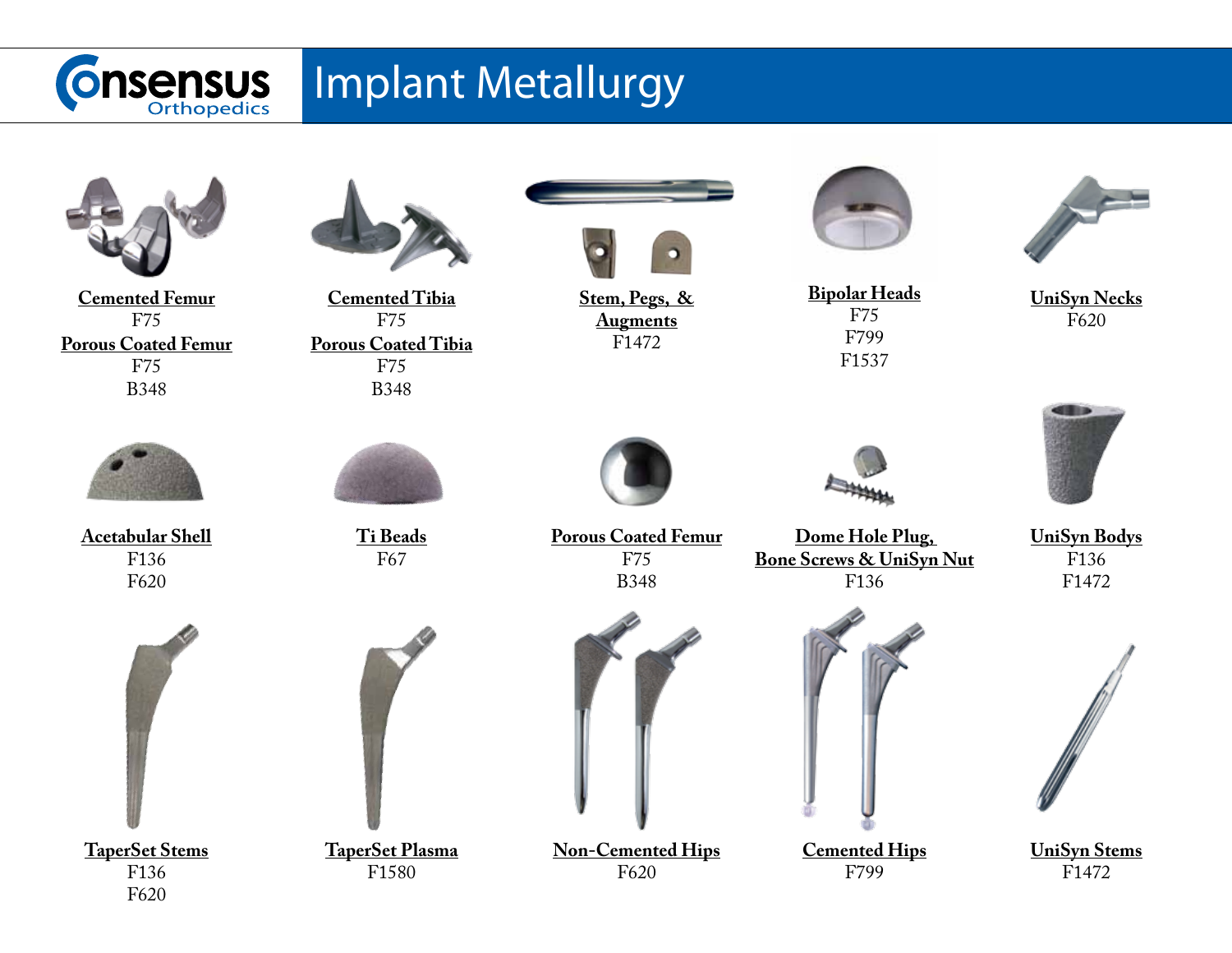# Consensus Orthopedics — Implant Metallurgy

**Cemented Femur**
F75

**Porous Coated Femur**
F75
B348

**Cemented Tibia**
F75

**Porous Coated Tibia**
F75
B348

**Stem, Pegs, & Augments**
F1472

**Bipolar Heads**
F75
F799
F1537

**UniSyn Necks**
F620

**Acetabular Shell**
F136
F620

**Ti Beads**
F67

**Porous Coated Femur**
F75
B348

**Dome Hole Plug, Bone Screws & UniSyn Nut**
F136

**UniSyn Bodys**
F136
F1472

**TaperSet Stems**
F136
F620

**TaperSet Plasma**
F1580

**Non-Cemented Hips**
F620

**Cemented Hips**
F799

**UniSyn Stems**
F1472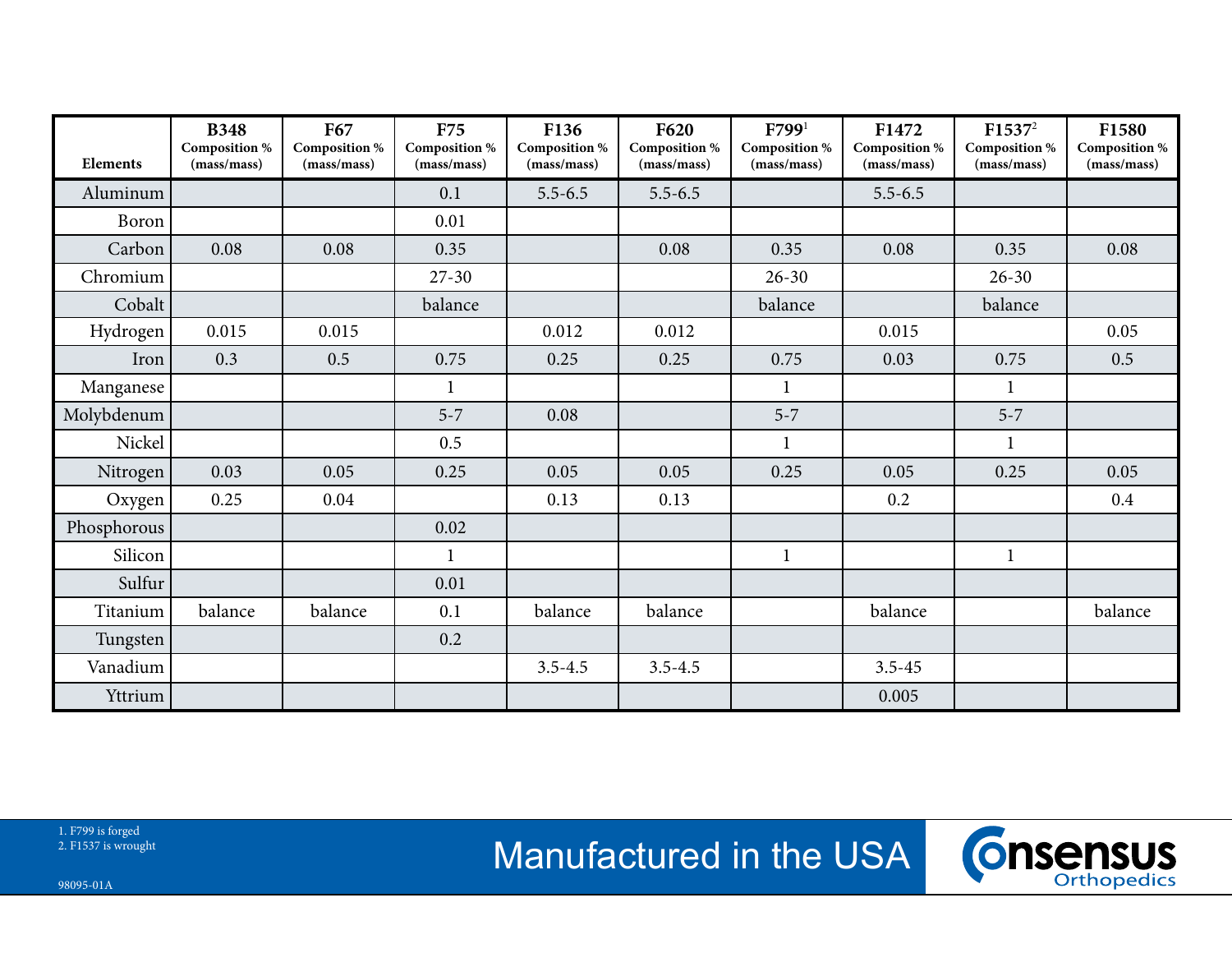| Elements | B348 Composition % (mass/mass) | F67 Composition % (mass/mass) | F75 Composition % (mass/mass) | F136 Composition % (mass/mass) | F620 Composition % (mass/mass) | F799[1] Composition % (mass/mass) | F1472 Composition % (mass/mass) | F1537[2] Composition % (mass/mass) | F1580 Composition % (mass/mass) |
|---|---|---|---|---|---|---|---|---|---|
| Aluminum | | | 0.1 | 5.5-6.5 | 5.5-6.5 | | 5.5-6.5 | | |
| Boron | | | 0.01 | | | | | | |
| Carbon | 0.08 | 0.08 | 0.35 | | 0.08 | 0.35 | 0.08 | 0.35 | 0.08 |
| Chromium | | | 27-30 | | | 26-30 | | 26-30 | |
| Cobalt | | | balance | | | balance | | balance | |
| Hydrogen | 0.015 | 0.015 | | 0.012 | 0.012 | | 0.015 | | 0.05 |
| Iron | 0.3 | 0.5 | 0.75 | 0.25 | 0.25 | 0.75 | 0.03 | 0.75 | 0.5 |
| Manganese | | | 1 | | | 1 | | 1 | |
| Molybdenum | | | 5-7 | 0.08 | | 5-7 | | 5-7 | |
| Nickel | | | 0.5 | | | 1 | | 1 | |
| Nitrogen | 0.03 | 0.05 | 0.25 | 0.05 | 0.05 | 0.25 | 0.05 | 0.25 | 0.05 |
| Oxygen | 0.25 | 0.04 | | 0.13 | 0.13 | | 0.2 | | 0.4 |
| Phosphorous | | | 0.02 | | | | | | |
| Silicon | | | 1 | | | 1 | | 1 | |
| Sulfur | | | 0.01 | | | | | | |
| Titanium | balance | balance | 0.1 | balance | balance | | balance | | balance |
| Tungsten | | | 0.2 | | | | | | |
| Vanadium | | | | 3.5-4.5 | 3.5-4.5 | | 3.5-45 | | |
| Yttrium | | | | | | | 0.005 | | |

1. F799 is forged
2. F1537 is wrought

98095-01A

Manufactured in the USA

Consensus Orthopedics